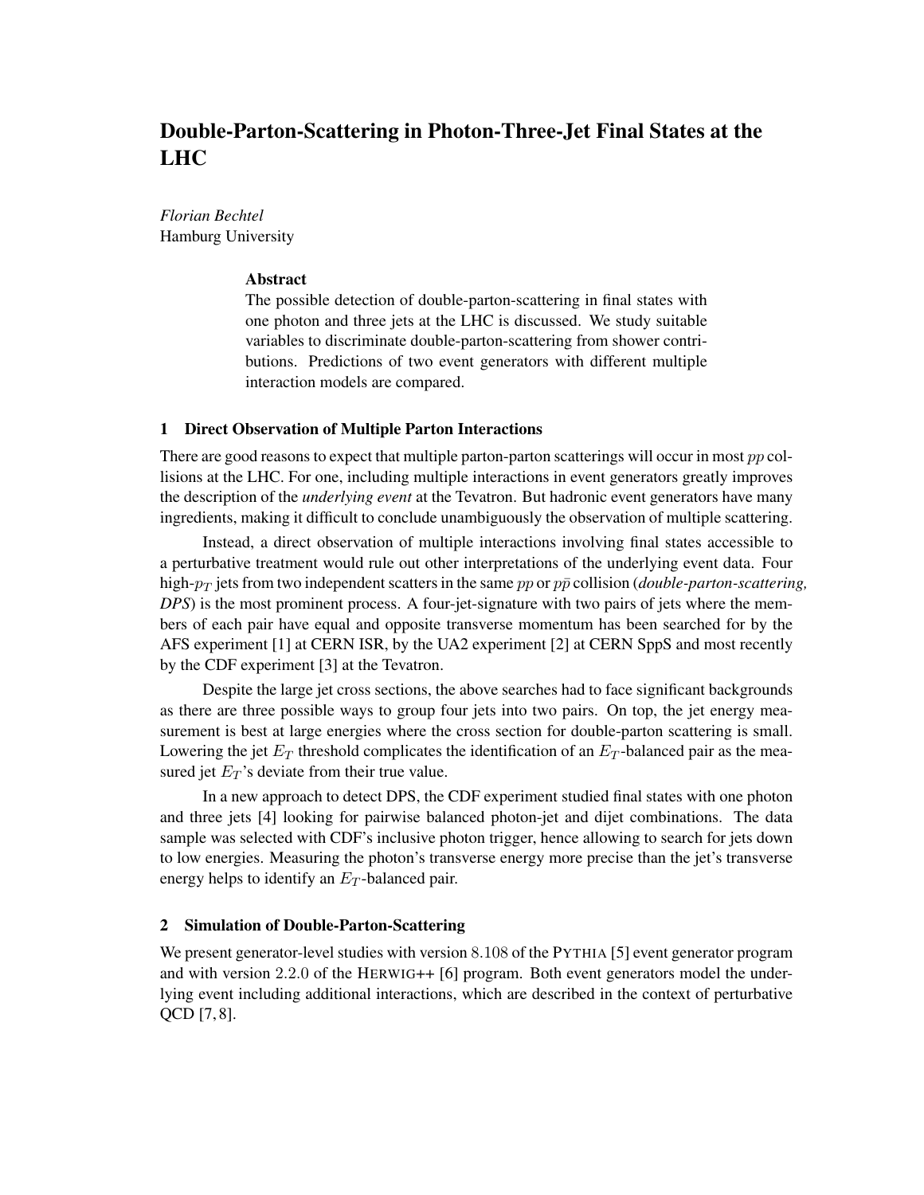# Double-Parton-Scattering in Photon-Three-Jet Final States at the LHC

*Florian Bechtel*
Hamburg University

### Abstract

The possible detection of double-parton-scattering in final states with one photon and three jets at the LHC is discussed. We study suitable variables to discriminate double-parton-scattering from shower contributions. Predictions of two event generators with different multiple interaction models are compared.

## 1 Direct Observation of Multiple Parton Interactions

There are good reasons to expect that multiple parton-parton scatterings will occur in most $pp$ collisions at the LHC. For one, including multiple interactions in event generators greatly improves the description of the *underlying event* at the Tevatron. But hadronic event generators have many ingredients, making it difficult to conclude unambiguously the observation of multiple scattering.

Instead, a direct observation of multiple interactions involving final states accessible to a perturbative treatment would rule out other interpretations of the underlying event data. Four high-$p_T$ jets from two independent scatters in the same $pp$ or $p\bar{p}$ collision (*double-parton-scattering, DPS*) is the most prominent process. A four-jet-signature with two pairs of jets where the members of each pair have equal and opposite transverse momentum has been searched for by the AFS experiment [1] at CERN ISR, by the UA2 experiment [2] at CERN SppS and most recently by the CDF experiment [3] at the Tevatron.

Despite the large jet cross sections, the above searches had to face significant backgrounds as there are three possible ways to group four jets into two pairs. On top, the jet energy measurement is best at large energies where the cross section for double-parton scattering is small. Lowering the jet $E_T$ threshold complicates the identification of an $E_T$-balanced pair as the measured jet $E_T$'s deviate from their true value.

In a new approach to detect DPS, the CDF experiment studied final states with one photon and three jets [4] looking for pairwise balanced photon-jet and dijet combinations. The data sample was selected with CDF's inclusive photon trigger, hence allowing to search for jets down to low energies. Measuring the photon's transverse energy more precise than the jet's transverse energy helps to identify an $E_T$-balanced pair.

## 2 Simulation of Double-Parton-Scattering

We present generator-level studies with version 8.108 of the PYTHIA [5] event generator program and with version 2.2.0 of the HERWIG++ [6] program. Both event generators model the underlying event including additional interactions, which are described in the context of perturbative QCD [7, 8].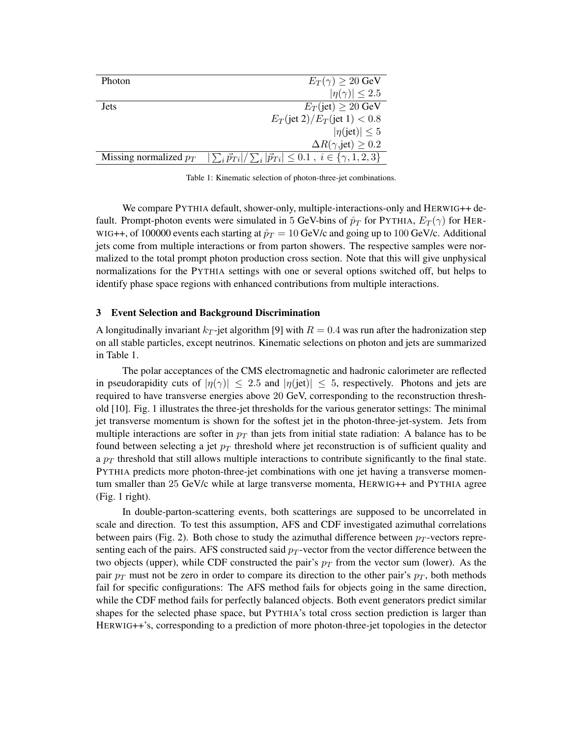| | |
|---|---|
| Photon | $E_T(\gamma) \geq 20$ GeV |
| | $\lvert\eta(\gamma)\rvert \leq 2.5$ |
| Jets | $E_T(\text{jet}) \geq 20$ GeV |
| | $E_T(\text{jet 2})/E_T(\text{jet 1}) < 0.8$ |
| | $\lvert\eta(\text{jet})\rvert \leq 5$ |
| | $\Delta R(\gamma,\text{jet}) \geq 0.2$ |
| Missing normalized $p_T$ | $\lvert\sum_i \vec{p}_{Ti}\rvert / \sum_i \lvert\vec{p}_{Ti}\rvert \leq 0.1\ ,\ i \in \{\gamma, 1, 2, 3\}$ |

Table 1: Kinematic selection of photon-three-jet combinations.

We compare PYTHIA default, shower-only, multiple-interactions-only and HERWIG++ default. Prompt-photon events were simulated in 5 GeV-bins of $\hat{p}_T$ for PYTHIA, $E_T(\gamma)$ for HERWIG++, of 100000 events each starting at $\hat{p}_T = 10$ GeV/c and going up to 100 GeV/c. Additional jets come from multiple interactions or from parton showers. The respective samples were normalized to the total prompt photon production cross section. Note that this will give unphysical normalizations for the PYTHIA settings with one or several options switched off, but helps to identify phase space regions with enhanced contributions from multiple interactions.

## 3 Event Selection and Background Discrimination

A longitudinally invariant $k_T$-jet algorithm [9] with $R = 0.4$ was run after the hadronization step on all stable particles, except neutrinos. Kinematic selections on photon and jets are summarized in Table 1.

The polar acceptances of the CMS electromagnetic and hadronic calorimeter are reflected in pseudorapidity cuts of $|\eta(\gamma)| \leq 2.5$ and $|\eta(\text{jet})| \leq 5$, respectively. Photons and jets are required to have transverse energies above 20 GeV, corresponding to the reconstruction threshold [10]. Fig. 1 illustrates the three-jet thresholds for the various generator settings: The minimal jet transverse momentum is shown for the softest jet in the photon-three-jet-system. Jets from multiple interactions are softer in $p_T$ than jets from initial state radiation: A balance has to be found between selecting a jet $p_T$ threshold where jet reconstruction is of sufficient quality and a $p_T$ threshold that still allows multiple interactions to contribute significantly to the final state. PYTHIA predicts more photon-three-jet combinations with one jet having a transverse momentum smaller than 25 GeV/c while at large transverse momenta, HERWIG++ and PYTHIA agree (Fig. 1 right).

In double-parton-scattering events, both scatterings are supposed to be uncorrelated in scale and direction. To test this assumption, AFS and CDF investigated azimuthal correlations between pairs (Fig. 2). Both chose to study the azimuthal difference between $p_T$-vectors representing each of the pairs. AFS constructed said $p_T$-vector from the vector difference between the two objects (upper), while CDF constructed the pair's $p_T$ from the vector sum (lower). As the pair $p_T$ must not be zero in order to compare its direction to the other pair's $p_T$, both methods fail for specific configurations: The AFS method fails for objects going in the same direction, while the CDF method fails for perfectly balanced objects. Both event generators predict similar shapes for the selected phase space, but PYTHIA's total cross section prediction is larger than HERWIG++'s, corresponding to a prediction of more photon-three-jet topologies in the detector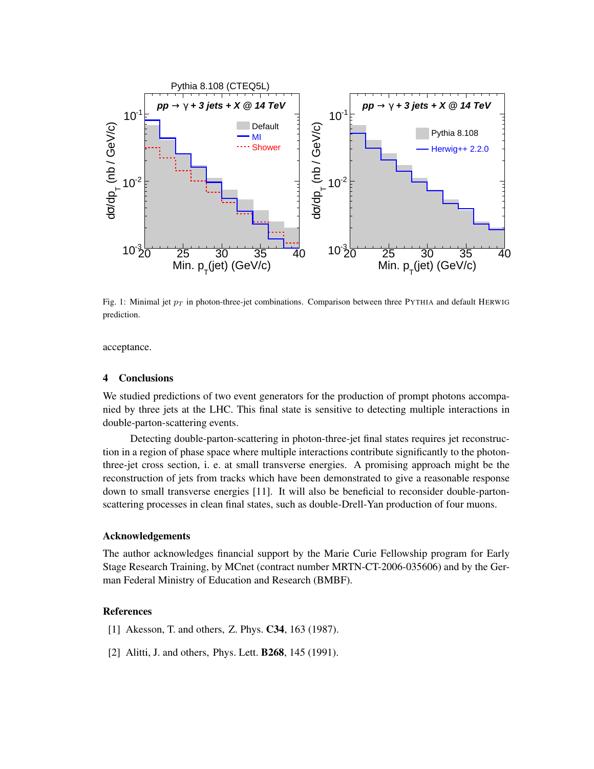Fig. 1: Minimal jet $p_T$ in photon-three-jet combinations. Comparison between three PYTHIA and default HERWIG prediction.

acceptance.

## 4 Conclusions

We studied predictions of two event generators for the production of prompt photons accompanied by three jets at the LHC. This final state is sensitive to detecting multiple interactions in double-parton-scattering events.

Detecting double-parton-scattering in photon-three-jet final states requires jet reconstruction in a region of phase space where multiple interactions contribute significantly to the photon-three-jet cross section, i. e. at small transverse energies. A promising approach might be the reconstruction of jets from tracks which have been demonstrated to give a reasonable response down to small transverse energies [11]. It will also be beneficial to reconsider double-parton-scattering processes in clean final states, such as double-Drell-Yan production of four muons.

### Acknowledgements

The author acknowledges financial support by the Marie Curie Fellowship program for Early Stage Research Training, by MCnet (contract number MRTN-CT-2006-035606) and by the German Federal Ministry of Education and Research (BMBF).

### References

[1] Akesson, T. and others, Z. Phys. **C34**, 163 (1987).

[2] Alitti, J. and others, Phys. Lett. **B268**, 145 (1991).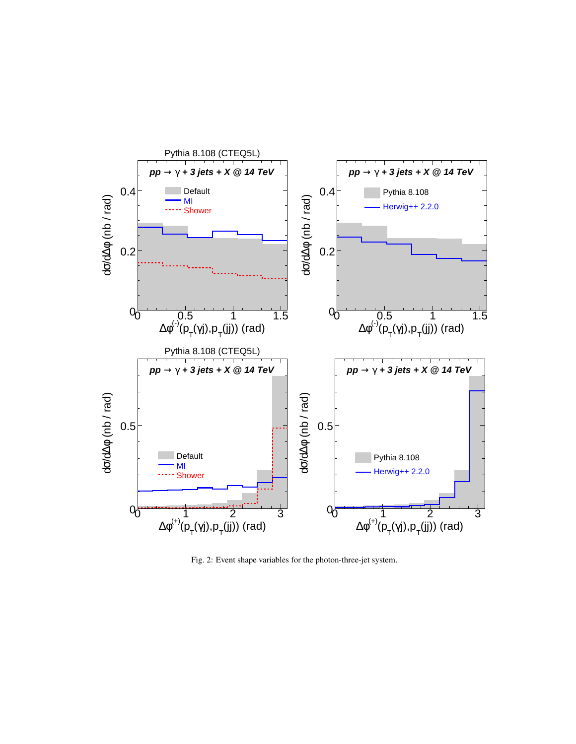Fig. 2: Event shape variables for the photon-three-jet system.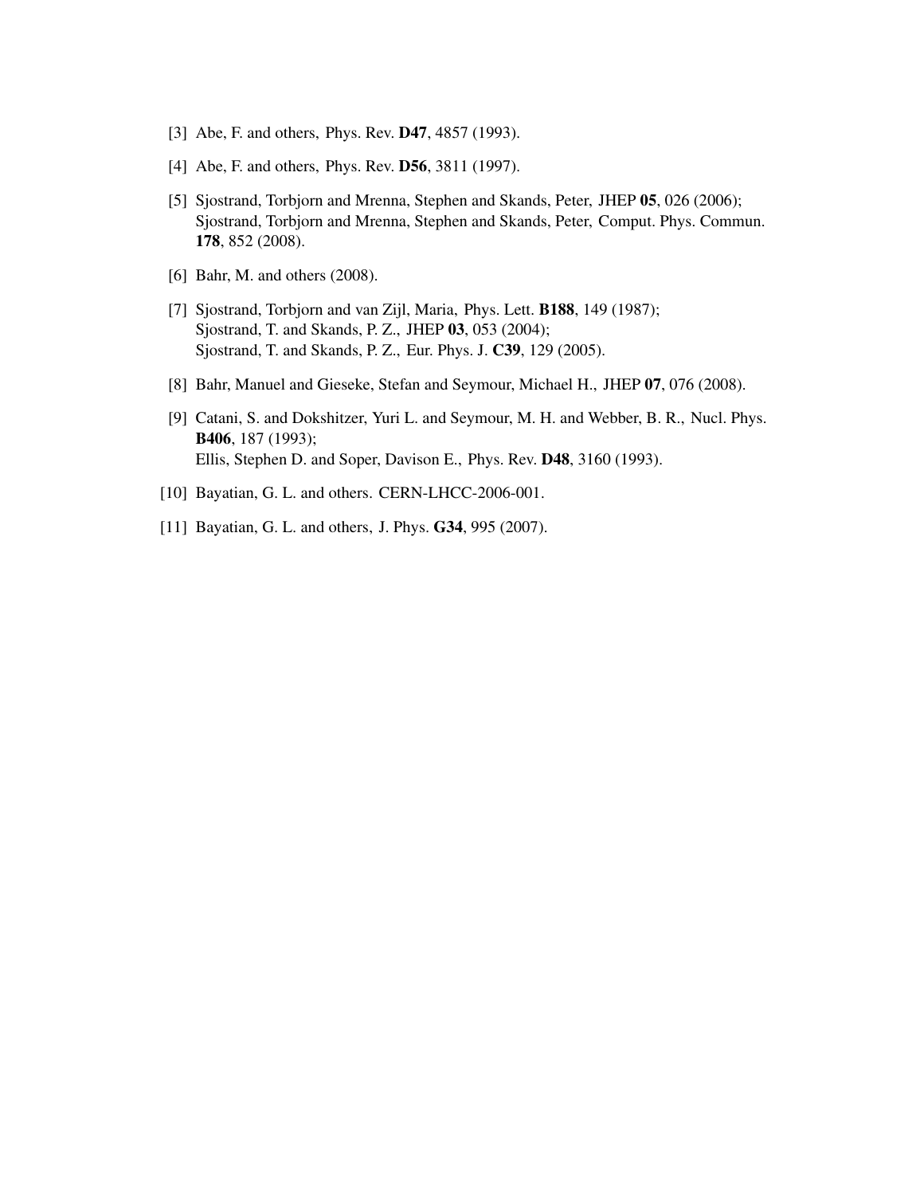[3] Abe, F. and others, Phys. Rev. **D47**, 4857 (1993).

[4] Abe, F. and others, Phys. Rev. **D56**, 3811 (1997).

[5] Sjostrand, Torbjorn and Mrenna, Stephen and Skands, Peter, JHEP **05**, 026 (2006); Sjostrand, Torbjorn and Mrenna, Stephen and Skands, Peter, Comput. Phys. Commun. **178**, 852 (2008).

[6] Bahr, M. and others (2008).

[7] Sjostrand, Torbjorn and van Zijl, Maria, Phys. Lett. **B188**, 149 (1987); Sjostrand, T. and Skands, P. Z., JHEP **03**, 053 (2004); Sjostrand, T. and Skands, P. Z., Eur. Phys. J. **C39**, 129 (2005).

[8] Bahr, Manuel and Gieseke, Stefan and Seymour, Michael H., JHEP **07**, 076 (2008).

[9] Catani, S. and Dokshitzer, Yuri L. and Seymour, M. H. and Webber, B. R., Nucl. Phys. **B406**, 187 (1993); Ellis, Stephen D. and Soper, Davison E., Phys. Rev. **D48**, 3160 (1993).

[10] Bayatian, G. L. and others. CERN-LHCC-2006-001.

[11] Bayatian, G. L. and others, J. Phys. **G34**, 995 (2007).